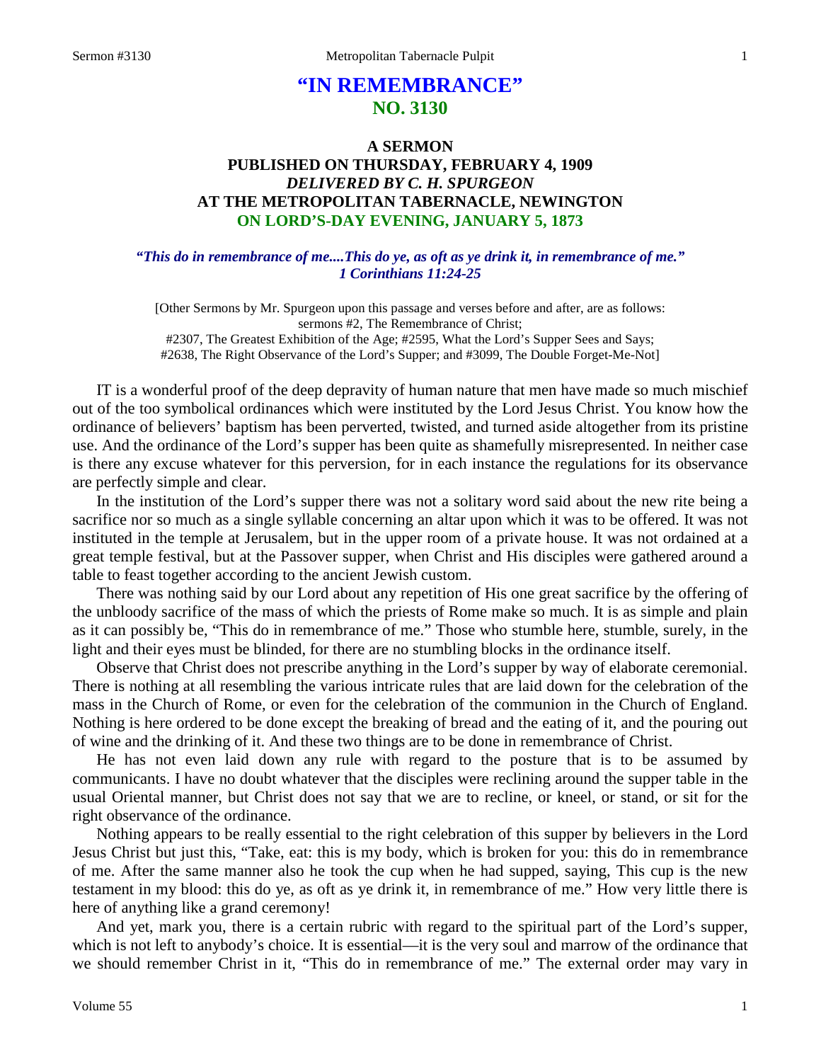# "IN REMEMBRANCE"
## NO. 3130

### A SERMON
### PUBLISHED ON THURSDAY, FEBRUARY 4, 1909
### *DELIVERED BY C. H. SPURGEON*
### AT THE METROPOLITAN TABERNACLE, NEWINGTON
### ON LORD'S-DAY EVENING, JANUARY 5, 1873

***"This do in remembrance of me....This do ye, as oft as ye drink it, in remembrance of me." 1 Corinthians 11:24-25***

[Other Sermons by Mr. Spurgeon upon this passage and verses before and after, are as follows: sermons #2, The Remembrance of Christ;
#2307, The Greatest Exhibition of the Age; #2595, What the Lord's Supper Sees and Says;
#2638, The Right Observance of the Lord's Supper; and #3099, The Double Forget-Me-Not]

IT is a wonderful proof of the deep depravity of human nature that men have made so much mischief out of the too symbolical ordinances which were instituted by the Lord Jesus Christ. You know how the ordinance of believers' baptism has been perverted, twisted, and turned aside altogether from its pristine use. And the ordinance of the Lord's supper has been quite as shamefully misrepresented. In neither case is there any excuse whatever for this perversion, for in each instance the regulations for its observance are perfectly simple and clear.

In the institution of the Lord's supper there was not a solitary word said about the new rite being a sacrifice nor so much as a single syllable concerning an altar upon which it was to be offered. It was not instituted in the temple at Jerusalem, but in the upper room of a private house. It was not ordained at a great temple festival, but at the Passover supper, when Christ and His disciples were gathered around a table to feast together according to the ancient Jewish custom.

There was nothing said by our Lord about any repetition of His one great sacrifice by the offering of the unbloody sacrifice of the mass of which the priests of Rome make so much. It is as simple and plain as it can possibly be, "This do in remembrance of me." Those who stumble here, stumble, surely, in the light and their eyes must be blinded, for there are no stumbling blocks in the ordinance itself.

Observe that Christ does not prescribe anything in the Lord's supper by way of elaborate ceremonial. There is nothing at all resembling the various intricate rules that are laid down for the celebration of the mass in the Church of Rome, or even for the celebration of the communion in the Church of England. Nothing is here ordered to be done except the breaking of bread and the eating of it, and the pouring out of wine and the drinking of it. And these two things are to be done in remembrance of Christ.

He has not even laid down any rule with regard to the posture that is to be assumed by communicants. I have no doubt whatever that the disciples were reclining around the supper table in the usual Oriental manner, but Christ does not say that we are to recline, or kneel, or stand, or sit for the right observance of the ordinance.

Nothing appears to be really essential to the right celebration of this supper by believers in the Lord Jesus Christ but just this, "Take, eat: this is my body, which is broken for you: this do in remembrance of me. After the same manner also he took the cup when he had supped, saying, This cup is the new testament in my blood: this do ye, as oft as ye drink it, in remembrance of me." How very little there is here of anything like a grand ceremony!

And yet, mark you, there is a certain rubric with regard to the spiritual part of the Lord's supper, which is not left to anybody's choice. It is essential—it is the very soul and marrow of the ordinance that we should remember Christ in it, "This do in remembrance of me." The external order may vary in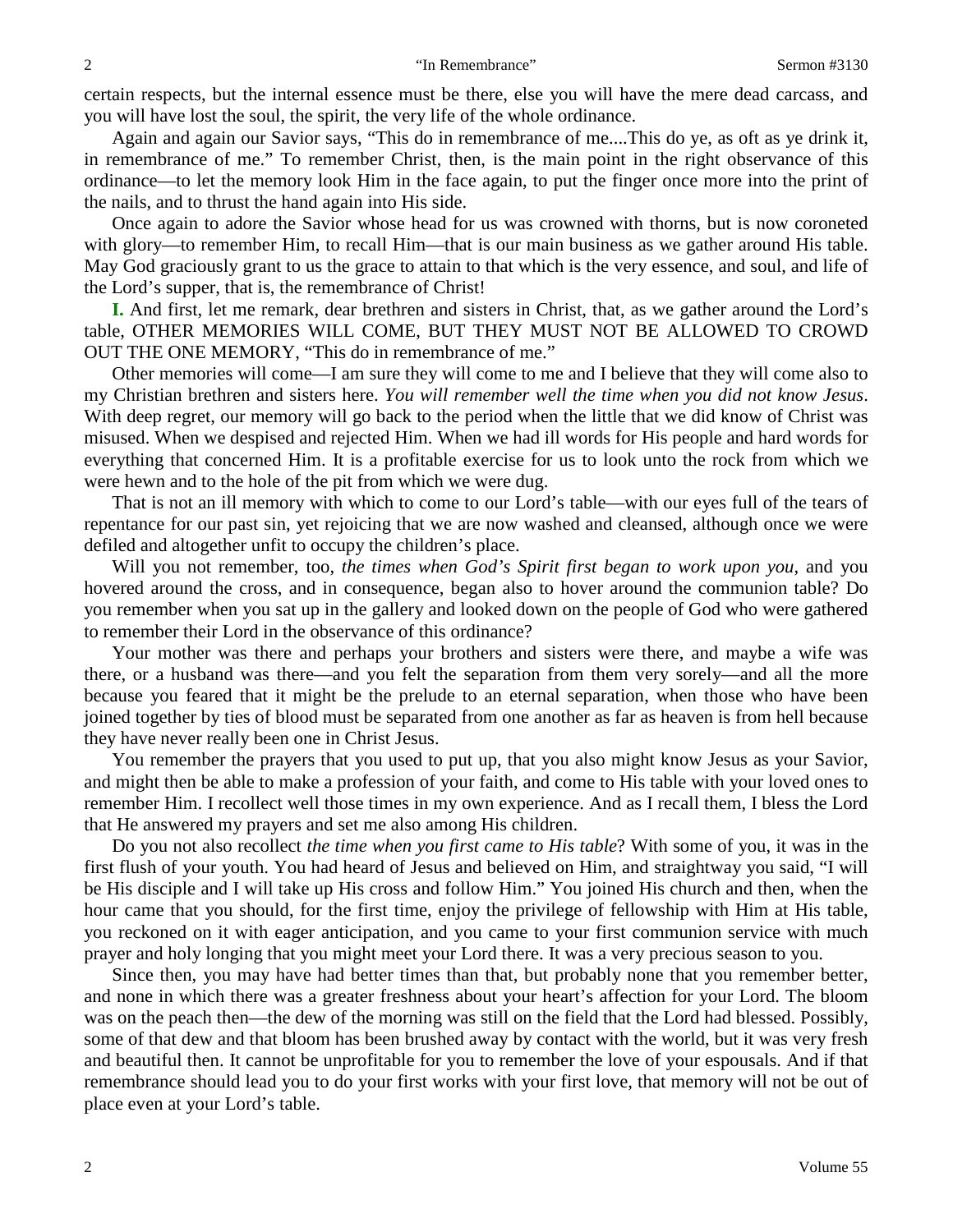certain respects, but the internal essence must be there, else you will have the mere dead carcass, and you will have lost the soul, the spirit, the very life of the whole ordinance.

Again and again our Savior says, "This do in remembrance of me....This do ye, as oft as ye drink it, in remembrance of me." To remember Christ, then, is the main point in the right observance of this ordinance—to let the memory look Him in the face again, to put the finger once more into the print of the nails, and to thrust the hand again into His side.

Once again to adore the Savior whose head for us was crowned with thorns, but is now coroneted with glory—to remember Him, to recall Him—that is our main business as we gather around His table. May God graciously grant to us the grace to attain to that which is the very essence, and soul, and life of the Lord's supper, that is, the remembrance of Christ!

**I.** And first, let me remark, dear brethren and sisters in Christ, that, as we gather around the Lord's table, OTHER MEMORIES WILL COME, BUT THEY MUST NOT BE ALLOWED TO CROWD OUT THE ONE MEMORY, "This do in remembrance of me."

Other memories will come—I am sure they will come to me and I believe that they will come also to my Christian brethren and sisters here. *You will remember well the time when you did not know Jesus*. With deep regret, our memory will go back to the period when the little that we did know of Christ was misused. When we despised and rejected Him. When we had ill words for His people and hard words for everything that concerned Him. It is a profitable exercise for us to look unto the rock from which we were hewn and to the hole of the pit from which we were dug.

That is not an ill memory with which to come to our Lord's table—with our eyes full of the tears of repentance for our past sin, yet rejoicing that we are now washed and cleansed, although once we were defiled and altogether unfit to occupy the children's place.

Will you not remember, too, *the times when God's Spirit first began to work upon you*, and you hovered around the cross, and in consequence, began also to hover around the communion table? Do you remember when you sat up in the gallery and looked down on the people of God who were gathered to remember their Lord in the observance of this ordinance?

Your mother was there and perhaps your brothers and sisters were there, and maybe a wife was there, or a husband was there—and you felt the separation from them very sorely—and all the more because you feared that it might be the prelude to an eternal separation, when those who have been joined together by ties of blood must be separated from one another as far as heaven is from hell because they have never really been one in Christ Jesus.

You remember the prayers that you used to put up, that you also might know Jesus as your Savior, and might then be able to make a profession of your faith, and come to His table with your loved ones to remember Him. I recollect well those times in my own experience. And as I recall them, I bless the Lord that He answered my prayers and set me also among His children.

Do you not also recollect *the time when you first came to His table*? With some of you, it was in the first flush of your youth. You had heard of Jesus and believed on Him, and straightway you said, "I will be His disciple and I will take up His cross and follow Him." You joined His church and then, when the hour came that you should, for the first time, enjoy the privilege of fellowship with Him at His table, you reckoned on it with eager anticipation, and you came to your first communion service with much prayer and holy longing that you might meet your Lord there. It was a very precious season to you.

Since then, you may have had better times than that, but probably none that you remember better, and none in which there was a greater freshness about your heart's affection for your Lord. The bloom was on the peach then—the dew of the morning was still on the field that the Lord had blessed. Possibly, some of that dew and that bloom has been brushed away by contact with the world, but it was very fresh and beautiful then. It cannot be unprofitable for you to remember the love of your espousals. And if that remembrance should lead you to do your first works with your first love, that memory will not be out of place even at your Lord's table.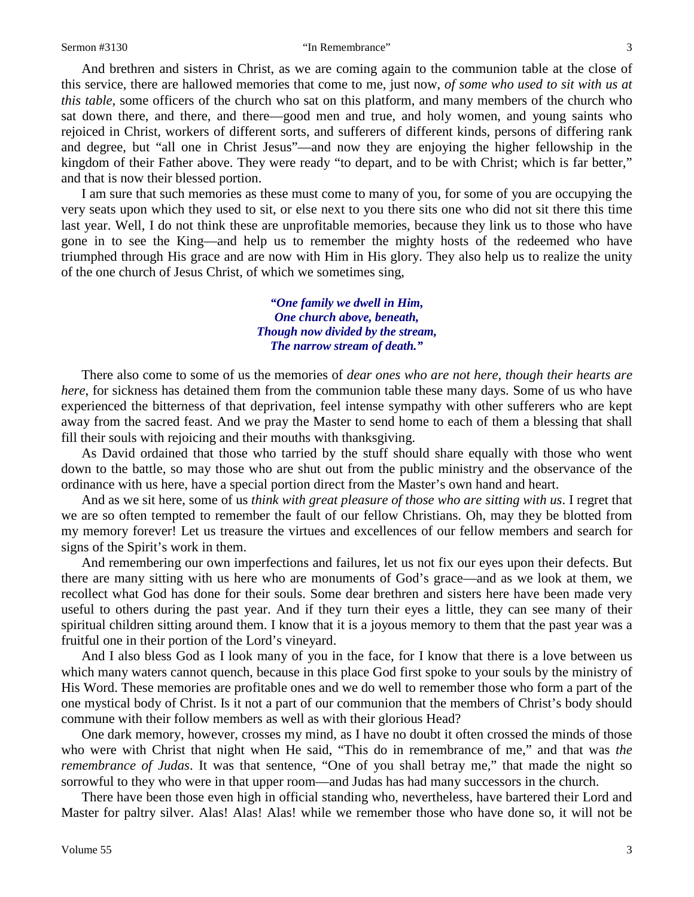And brethren and sisters in Christ, as we are coming again to the communion table at the close of this service, there are hallowed memories that come to me, just now, *of some who used to sit with us at this table*, some officers of the church who sat on this platform, and many members of the church who sat down there, and there, and there—good men and true, and holy women, and young saints who rejoiced in Christ, workers of different sorts, and sufferers of different kinds, persons of differing rank and degree, but "all one in Christ Jesus"—and now they are enjoying the higher fellowship in the kingdom of their Father above. They were ready "to depart, and to be with Christ; which is far better," and that is now their blessed portion.

I am sure that such memories as these must come to many of you, for some of you are occupying the very seats upon which they used to sit, or else next to you there sits one who did not sit there this time last year. Well, I do not think these are unprofitable memories, because they link us to those who have gone in to see the King—and help us to remember the mighty hosts of the redeemed who have triumphed through His grace and are now with Him in His glory. They also help us to realize the unity of the one church of Jesus Christ, of which we sometimes sing,

> ***"One family we dwell in Him,***
> ***One church above, beneath,***
> ***Though now divided by the stream,***
> ***The narrow stream of death."***

There also come to some of us the memories of *dear ones who are not here, though their hearts are here*, for sickness has detained them from the communion table these many days. Some of us who have experienced the bitterness of that deprivation, feel intense sympathy with other sufferers who are kept away from the sacred feast. And we pray the Master to send home to each of them a blessing that shall fill their souls with rejoicing and their mouths with thanksgiving.

As David ordained that those who tarried by the stuff should share equally with those who went down to the battle, so may those who are shut out from the public ministry and the observance of the ordinance with us here, have a special portion direct from the Master's own hand and heart.

And as we sit here, some of us *think with great pleasure of those who are sitting with us*. I regret that we are so often tempted to remember the fault of our fellow Christians. Oh, may they be blotted from my memory forever! Let us treasure the virtues and excellences of our fellow members and search for signs of the Spirit's work in them.

And remembering our own imperfections and failures, let us not fix our eyes upon their defects. But there are many sitting with us here who are monuments of God's grace—and as we look at them, we recollect what God has done for their souls. Some dear brethren and sisters here have been made very useful to others during the past year. And if they turn their eyes a little, they can see many of their spiritual children sitting around them. I know that it is a joyous memory to them that the past year was a fruitful one in their portion of the Lord's vineyard.

And I also bless God as I look many of you in the face, for I know that there is a love between us which many waters cannot quench, because in this place God first spoke to your souls by the ministry of His Word. These memories are profitable ones and we do well to remember those who form a part of the one mystical body of Christ. Is it not a part of our communion that the members of Christ's body should commune with their follow members as well as with their glorious Head?

One dark memory, however, crosses my mind, as I have no doubt it often crossed the minds of those who were with Christ that night when He said, "This do in remembrance of me," and that was *the remembrance of Judas*. It was that sentence, "One of you shall betray me," that made the night so sorrowful to they who were in that upper room—and Judas has had many successors in the church.

There have been those even high in official standing who, nevertheless, have bartered their Lord and Master for paltry silver. Alas! Alas! Alas! while we remember those who have done so, it will not be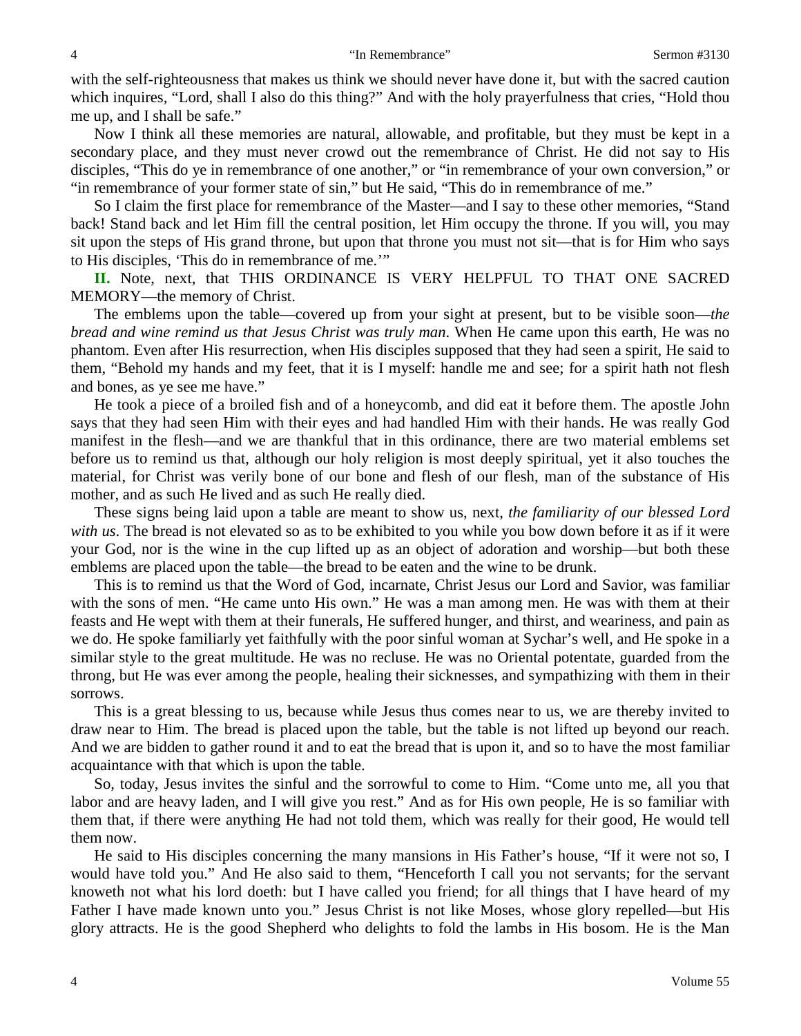with the self-righteousness that makes us think we should never have done it, but with the sacred caution which inquires, "Lord, shall I also do this thing?" And with the holy prayerfulness that cries, "Hold thou me up, and I shall be safe."

Now I think all these memories are natural, allowable, and profitable, but they must be kept in a secondary place, and they must never crowd out the remembrance of Christ. He did not say to His disciples, "This do ye in remembrance of one another," or "in remembrance of your own conversion," or "in remembrance of your former state of sin," but He said, "This do in remembrance of me."

So I claim the first place for remembrance of the Master—and I say to these other memories, "Stand back! Stand back and let Him fill the central position, let Him occupy the throne. If you will, you may sit upon the steps of His grand throne, but upon that throne you must not sit—that is for Him who says to His disciples, 'This do in remembrance of me.'"

**II.** Note, next, that THIS ORDINANCE IS VERY HELPFUL TO THAT ONE SACRED MEMORY—the memory of Christ.

The emblems upon the table—covered up from your sight at present, but to be visible soon—*the bread and wine remind us that Jesus Christ was truly man*. When He came upon this earth, He was no phantom. Even after His resurrection, when His disciples supposed that they had seen a spirit, He said to them, "Behold my hands and my feet, that it is I myself: handle me and see; for a spirit hath not flesh and bones, as ye see me have."

He took a piece of a broiled fish and of a honeycomb, and did eat it before them. The apostle John says that they had seen Him with their eyes and had handled Him with their hands. He was really God manifest in the flesh—and we are thankful that in this ordinance, there are two material emblems set before us to remind us that, although our holy religion is most deeply spiritual, yet it also touches the material, for Christ was verily bone of our bone and flesh of our flesh, man of the substance of His mother, and as such He lived and as such He really died.

These signs being laid upon a table are meant to show us, next, *the familiarity of our blessed Lord with us*. The bread is not elevated so as to be exhibited to you while you bow down before it as if it were your God, nor is the wine in the cup lifted up as an object of adoration and worship—but both these emblems are placed upon the table—the bread to be eaten and the wine to be drunk.

This is to remind us that the Word of God, incarnate, Christ Jesus our Lord and Savior, was familiar with the sons of men. "He came unto His own." He was a man among men. He was with them at their feasts and He wept with them at their funerals, He suffered hunger, and thirst, and weariness, and pain as we do. He spoke familiarly yet faithfully with the poor sinful woman at Sychar's well, and He spoke in a similar style to the great multitude. He was no recluse. He was no Oriental potentate, guarded from the throng, but He was ever among the people, healing their sicknesses, and sympathizing with them in their sorrows.

This is a great blessing to us, because while Jesus thus comes near to us, we are thereby invited to draw near to Him. The bread is placed upon the table, but the table is not lifted up beyond our reach. And we are bidden to gather round it and to eat the bread that is upon it, and so to have the most familiar acquaintance with that which is upon the table.

So, today, Jesus invites the sinful and the sorrowful to come to Him. "Come unto me, all you that labor and are heavy laden, and I will give you rest." And as for His own people, He is so familiar with them that, if there were anything He had not told them, which was really for their good, He would tell them now.

He said to His disciples concerning the many mansions in His Father's house, "If it were not so, I would have told you." And He also said to them, "Henceforth I call you not servants; for the servant knoweth not what his lord doeth: but I have called you friend; for all things that I have heard of my Father I have made known unto you." Jesus Christ is not like Moses, whose glory repelled—but His glory attracts. He is the good Shepherd who delights to fold the lambs in His bosom. He is the Man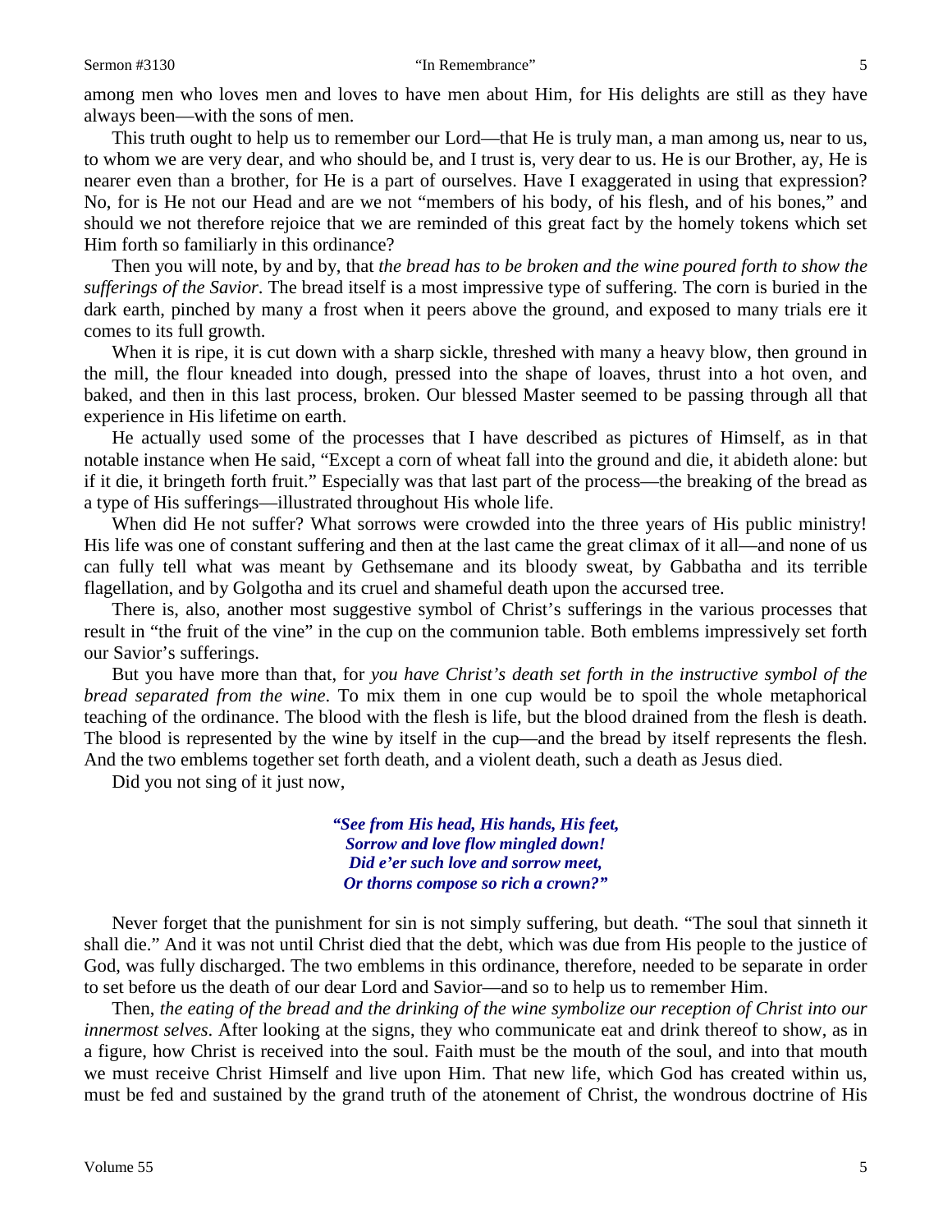among men who loves men and loves to have men about Him, for His delights are still as they have always been—with the sons of men.

This truth ought to help us to remember our Lord—that He is truly man, a man among us, near to us, to whom we are very dear, and who should be, and I trust is, very dear to us. He is our Brother, ay, He is nearer even than a brother, for He is a part of ourselves. Have I exaggerated in using that expression? No, for is He not our Head and are we not "members of his body, of his flesh, and of his bones," and should we not therefore rejoice that we are reminded of this great fact by the homely tokens which set Him forth so familiarly in this ordinance?

Then you will note, by and by, that *the bread has to be broken and the wine poured forth to show the sufferings of the Savior*. The bread itself is a most impressive type of suffering. The corn is buried in the dark earth, pinched by many a frost when it peers above the ground, and exposed to many trials ere it comes to its full growth.

When it is ripe, it is cut down with a sharp sickle, threshed with many a heavy blow, then ground in the mill, the flour kneaded into dough, pressed into the shape of loaves, thrust into a hot oven, and baked, and then in this last process, broken. Our blessed Master seemed to be passing through all that experience in His lifetime on earth.

He actually used some of the processes that I have described as pictures of Himself, as in that notable instance when He said, "Except a corn of wheat fall into the ground and die, it abideth alone: but if it die, it bringeth forth fruit." Especially was that last part of the process—the breaking of the bread as a type of His sufferings—illustrated throughout His whole life.

When did He not suffer? What sorrows were crowded into the three years of His public ministry! His life was one of constant suffering and then at the last came the great climax of it all—and none of us can fully tell what was meant by Gethsemane and its bloody sweat, by Gabbatha and its terrible flagellation, and by Golgotha and its cruel and shameful death upon the accursed tree.

There is, also, another most suggestive symbol of Christ's sufferings in the various processes that result in "the fruit of the vine" in the cup on the communion table. Both emblems impressively set forth our Savior's sufferings.

But you have more than that, for *you have Christ's death set forth in the instructive symbol of the bread separated from the wine*. To mix them in one cup would be to spoil the whole metaphorical teaching of the ordinance. The blood with the flesh is life, but the blood drained from the flesh is death. The blood is represented by the wine by itself in the cup—and the bread by itself represents the flesh. And the two emblems together set forth death, and a violent death, such a death as Jesus died.

Did you not sing of it just now,

> ***"See from His head, His hands, His feet,***
> ***Sorrow and love flow mingled down!***
> ***Did e'er such love and sorrow meet,***
> ***Or thorns compose so rich a crown?"***

Never forget that the punishment for sin is not simply suffering, but death. "The soul that sinneth it shall die." And it was not until Christ died that the debt, which was due from His people to the justice of God, was fully discharged. The two emblems in this ordinance, therefore, needed to be separate in order to set before us the death of our dear Lord and Savior—and so to help us to remember Him.

Then, *the eating of the bread and the drinking of the wine symbolize our reception of Christ into our innermost selves*. After looking at the signs, they who communicate eat and drink thereof to show, as in a figure, how Christ is received into the soul. Faith must be the mouth of the soul, and into that mouth we must receive Christ Himself and live upon Him. That new life, which God has created within us, must be fed and sustained by the grand truth of the atonement of Christ, the wondrous doctrine of His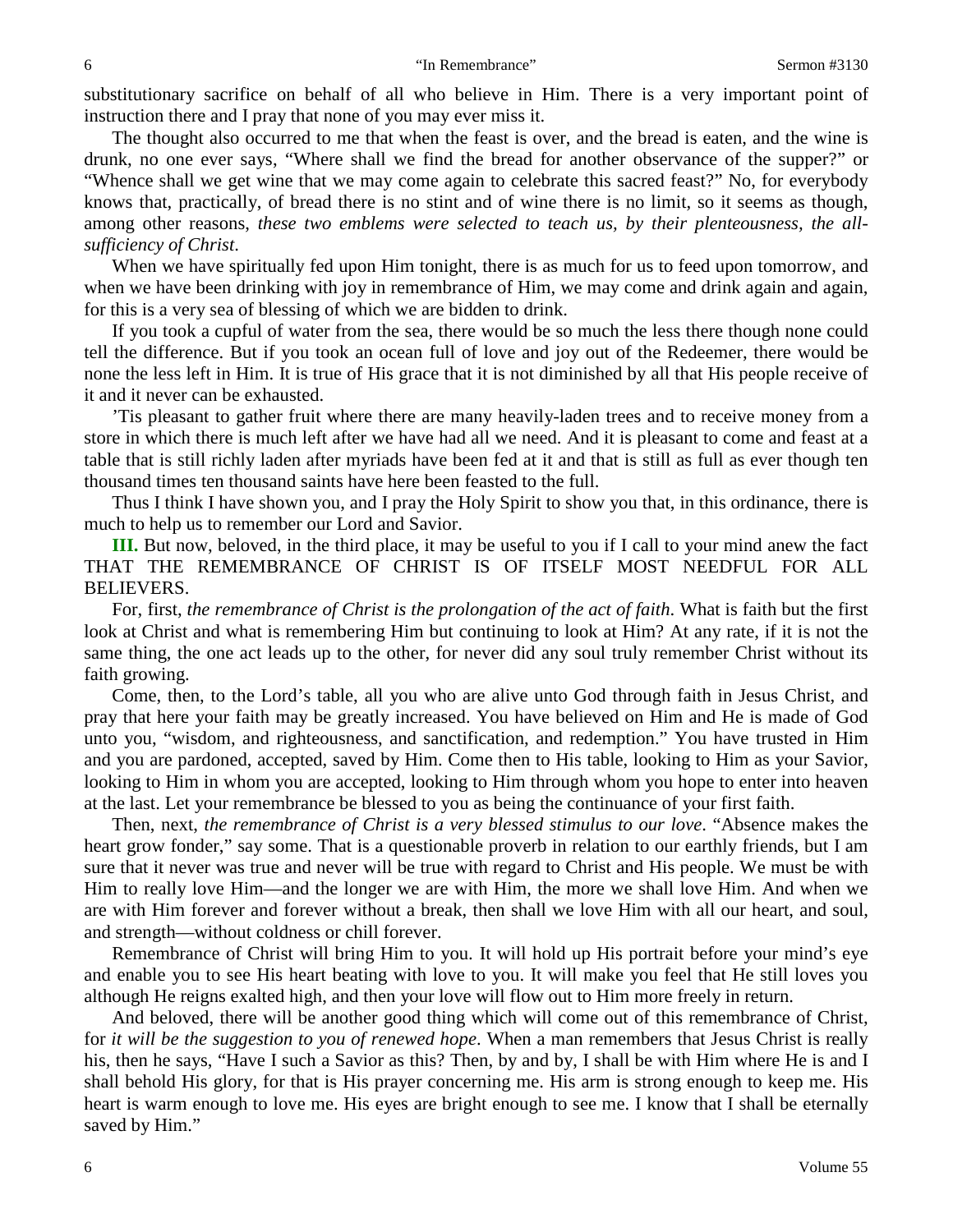substitutionary sacrifice on behalf of all who believe in Him. There is a very important point of instruction there and I pray that none of you may ever miss it.

The thought also occurred to me that when the feast is over, and the bread is eaten, and the wine is drunk, no one ever says, "Where shall we find the bread for another observance of the supper?" or "Whence shall we get wine that we may come again to celebrate this sacred feast?" No, for everybody knows that, practically, of bread there is no stint and of wine there is no limit, so it seems as though, among other reasons, *these two emblems were selected to teach us, by their plenteousness, the all-sufficiency of Christ*.

When we have spiritually fed upon Him tonight, there is as much for us to feed upon tomorrow, and when we have been drinking with joy in remembrance of Him, we may come and drink again and again, for this is a very sea of blessing of which we are bidden to drink.

If you took a cupful of water from the sea, there would be so much the less there though none could tell the difference. But if you took an ocean full of love and joy out of the Redeemer, there would be none the less left in Him. It is true of His grace that it is not diminished by all that His people receive of it and it never can be exhausted.

'Tis pleasant to gather fruit where there are many heavily-laden trees and to receive money from a store in which there is much left after we have had all we need. And it is pleasant to come and feast at a table that is still richly laden after myriads have been fed at it and that is still as full as ever though ten thousand times ten thousand saints have here been feasted to the full.

Thus I think I have shown you, and I pray the Holy Spirit to show you that, in this ordinance, there is much to help us to remember our Lord and Savior.

**III.** But now, beloved, in the third place, it may be useful to you if I call to your mind anew the fact THAT THE REMEMBRANCE OF CHRIST IS OF ITSELF MOST NEEDFUL FOR ALL BELIEVERS.

For, first, *the remembrance of Christ is the prolongation of the act of faith*. What is faith but the first look at Christ and what is remembering Him but continuing to look at Him? At any rate, if it is not the same thing, the one act leads up to the other, for never did any soul truly remember Christ without its faith growing.

Come, then, to the Lord's table, all you who are alive unto God through faith in Jesus Christ, and pray that here your faith may be greatly increased. You have believed on Him and He is made of God unto you, "wisdom, and righteousness, and sanctification, and redemption." You have trusted in Him and you are pardoned, accepted, saved by Him. Come then to His table, looking to Him as your Savior, looking to Him in whom you are accepted, looking to Him through whom you hope to enter into heaven at the last. Let your remembrance be blessed to you as being the continuance of your first faith.

Then, next, *the remembrance of Christ is a very blessed stimulus to our love*. "Absence makes the heart grow fonder," say some. That is a questionable proverb in relation to our earthly friends, but I am sure that it never was true and never will be true with regard to Christ and His people. We must be with Him to really love Him—and the longer we are with Him, the more we shall love Him. And when we are with Him forever and forever without a break, then shall we love Him with all our heart, and soul, and strength—without coldness or chill forever.

Remembrance of Christ will bring Him to you. It will hold up His portrait before your mind's eye and enable you to see His heart beating with love to you. It will make you feel that He still loves you although He reigns exalted high, and then your love will flow out to Him more freely in return.

And beloved, there will be another good thing which will come out of this remembrance of Christ, for *it will be the suggestion to you of renewed hope*. When a man remembers that Jesus Christ is really his, then he says, "Have I such a Savior as this? Then, by and by, I shall be with Him where He is and I shall behold His glory, for that is His prayer concerning me. His arm is strong enough to keep me. His heart is warm enough to love me. His eyes are bright enough to see me. I know that I shall be eternally saved by Him."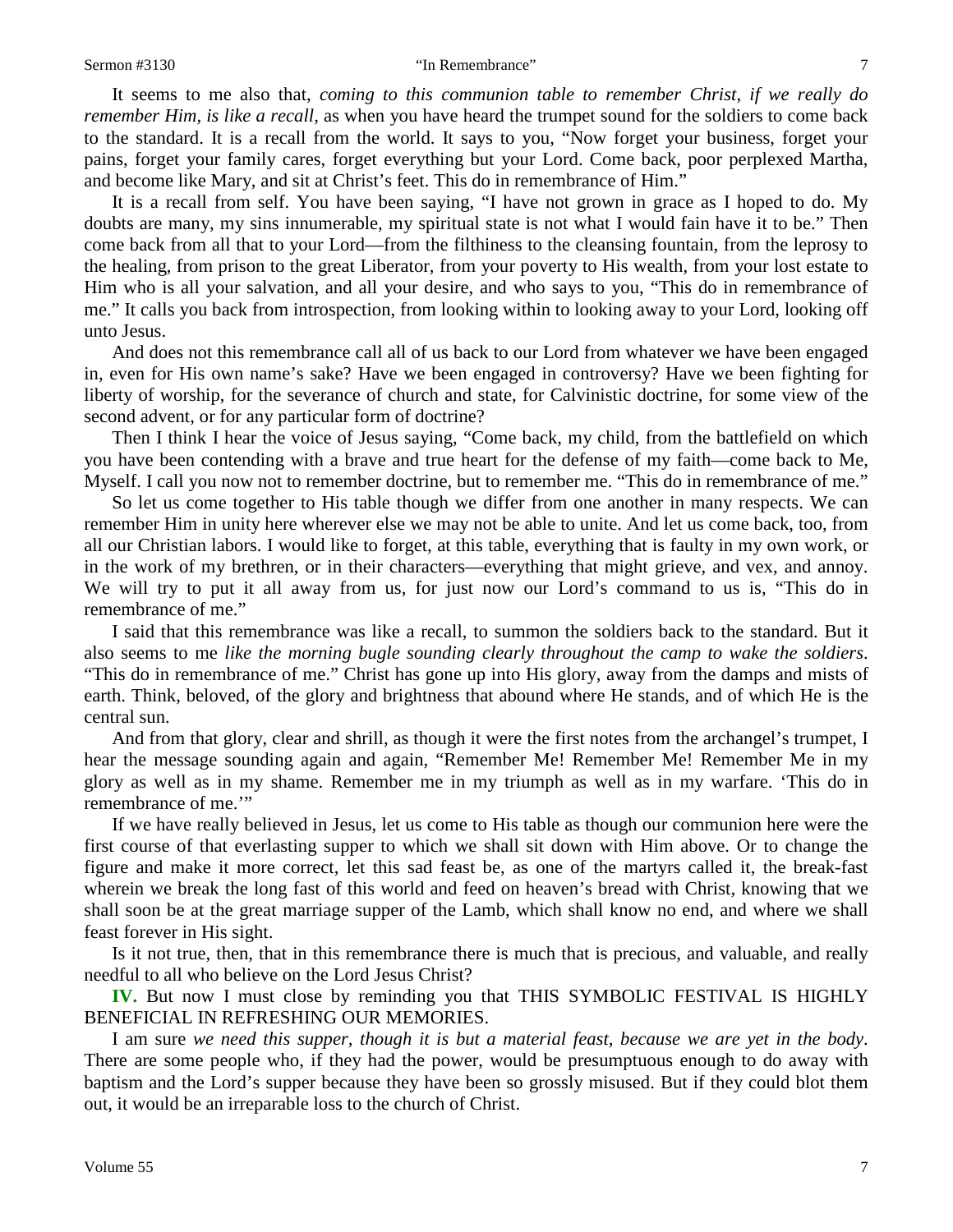It seems to me also that, *coming to this communion table to remember Christ, if we really do remember Him, is like a recall*, as when you have heard the trumpet sound for the soldiers to come back to the standard. It is a recall from the world. It says to you, "Now forget your business, forget your pains, forget your family cares, forget everything but your Lord. Come back, poor perplexed Martha, and become like Mary, and sit at Christ's feet. This do in remembrance of Him."

It is a recall from self. You have been saying, "I have not grown in grace as I hoped to do. My doubts are many, my sins innumerable, my spiritual state is not what I would fain have it to be." Then come back from all that to your Lord—from the filthiness to the cleansing fountain, from the leprosy to the healing, from prison to the great Liberator, from your poverty to His wealth, from your lost estate to Him who is all your salvation, and all your desire, and who says to you, "This do in remembrance of me." It calls you back from introspection, from looking within to looking away to your Lord, looking off unto Jesus.

And does not this remembrance call all of us back to our Lord from whatever we have been engaged in, even for His own name's sake? Have we been engaged in controversy? Have we been fighting for liberty of worship, for the severance of church and state, for Calvinistic doctrine, for some view of the second advent, or for any particular form of doctrine?

Then I think I hear the voice of Jesus saying, "Come back, my child, from the battlefield on which you have been contending with a brave and true heart for the defense of my faith—come back to Me, Myself. I call you now not to remember doctrine, but to remember me. "This do in remembrance of me."

So let us come together to His table though we differ from one another in many respects. We can remember Him in unity here wherever else we may not be able to unite. And let us come back, too, from all our Christian labors. I would like to forget, at this table, everything that is faulty in my own work, or in the work of my brethren, or in their characters—everything that might grieve, and vex, and annoy. We will try to put it all away from us, for just now our Lord's command to us is, "This do in remembrance of me."

I said that this remembrance was like a recall, to summon the soldiers back to the standard. But it also seems to me *like the morning bugle sounding clearly throughout the camp to wake the soldiers*. "This do in remembrance of me." Christ has gone up into His glory, away from the damps and mists of earth. Think, beloved, of the glory and brightness that abound where He stands, and of which He is the central sun.

And from that glory, clear and shrill, as though it were the first notes from the archangel's trumpet, I hear the message sounding again and again, "Remember Me! Remember Me! Remember Me in my glory as well as in my shame. Remember me in my triumph as well as in my warfare. 'This do in remembrance of me.'"

If we have really believed in Jesus, let us come to His table as though our communion here were the first course of that everlasting supper to which we shall sit down with Him above. Or to change the figure and make it more correct, let this sad feast be, as one of the martyrs called it, the break-fast wherein we break the long fast of this world and feed on heaven's bread with Christ, knowing that we shall soon be at the great marriage supper of the Lamb, which shall know no end, and where we shall feast forever in His sight.

Is it not true, then, that in this remembrance there is much that is precious, and valuable, and really needful to all who believe on the Lord Jesus Christ?

**IV.** But now I must close by reminding you that THIS SYMBOLIC FESTIVAL IS HIGHLY BENEFICIAL IN REFRESHING OUR MEMORIES.

I am sure *we need this supper, though it is but a material feast, because we are yet in the body*. There are some people who, if they had the power, would be presumptuous enough to do away with baptism and the Lord's supper because they have been so grossly misused. But if they could blot them out, it would be an irreparable loss to the church of Christ.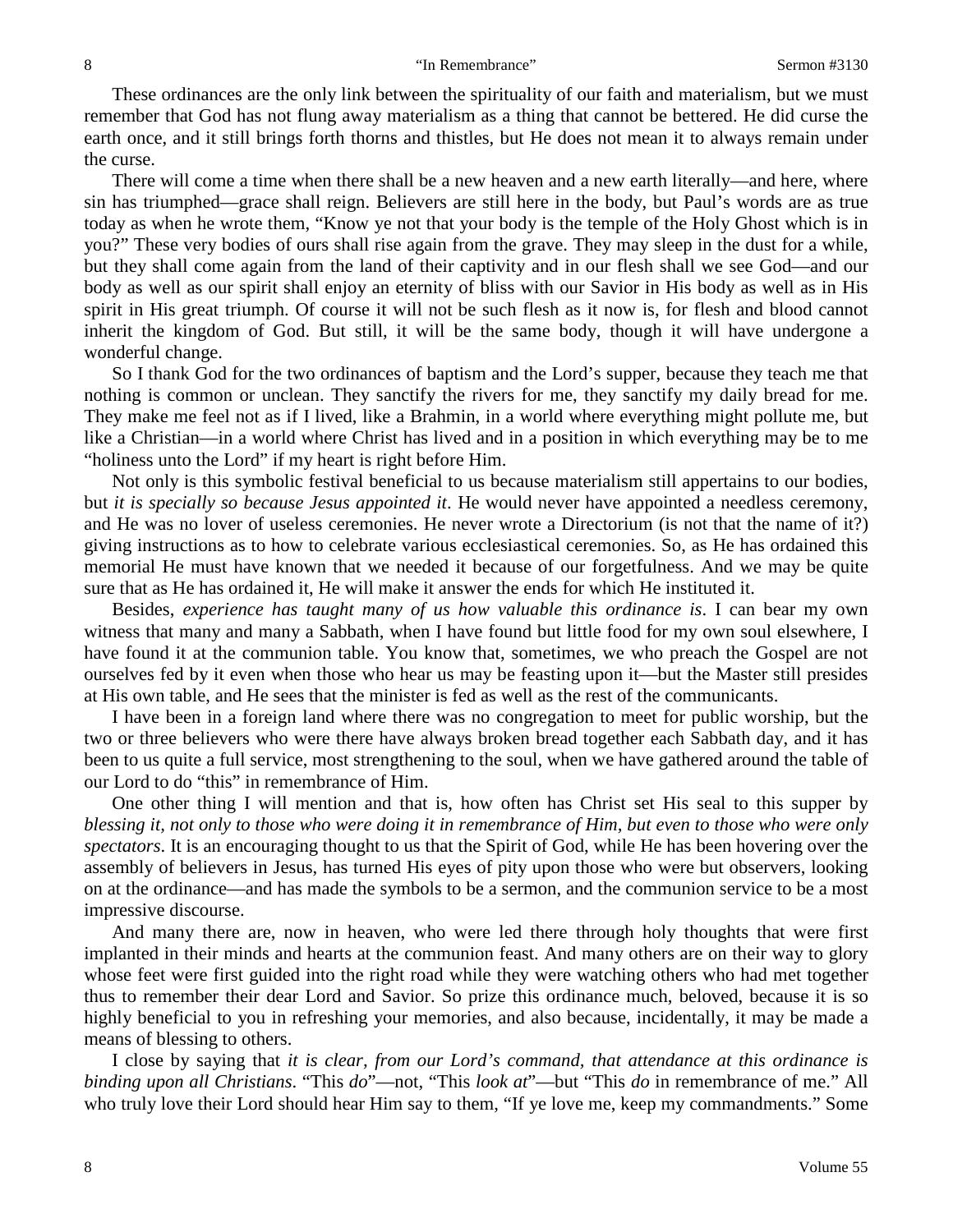These ordinances are the only link between the spirituality of our faith and materialism, but we must remember that God has not flung away materialism as a thing that cannot be bettered. He did curse the earth once, and it still brings forth thorns and thistles, but He does not mean it to always remain under the curse.

There will come a time when there shall be a new heaven and a new earth literally—and here, where sin has triumphed—grace shall reign. Believers are still here in the body, but Paul's words are as true today as when he wrote them, "Know ye not that your body is the temple of the Holy Ghost which is in you?" These very bodies of ours shall rise again from the grave. They may sleep in the dust for a while, but they shall come again from the land of their captivity and in our flesh shall we see God—and our body as well as our spirit shall enjoy an eternity of bliss with our Savior in His body as well as in His spirit in His great triumph. Of course it will not be such flesh as it now is, for flesh and blood cannot inherit the kingdom of God. But still, it will be the same body, though it will have undergone a wonderful change.

So I thank God for the two ordinances of baptism and the Lord's supper, because they teach me that nothing is common or unclean. They sanctify the rivers for me, they sanctify my daily bread for me. They make me feel not as if I lived, like a Brahmin, in a world where everything might pollute me, but like a Christian—in a world where Christ has lived and in a position in which everything may be to me "holiness unto the Lord" if my heart is right before Him.

Not only is this symbolic festival beneficial to us because materialism still appertains to our bodies, but *it is specially so because Jesus appointed it*. He would never have appointed a needless ceremony, and He was no lover of useless ceremonies. He never wrote a Directorium (is not that the name of it?) giving instructions as to how to celebrate various ecclesiastical ceremonies. So, as He has ordained this memorial He must have known that we needed it because of our forgetfulness. And we may be quite sure that as He has ordained it, He will make it answer the ends for which He instituted it.

Besides, *experience has taught many of us how valuable this ordinance is*. I can bear my own witness that many and many a Sabbath, when I have found but little food for my own soul elsewhere, I have found it at the communion table. You know that, sometimes, we who preach the Gospel are not ourselves fed by it even when those who hear us may be feasting upon it—but the Master still presides at His own table, and He sees that the minister is fed as well as the rest of the communicants.

I have been in a foreign land where there was no congregation to meet for public worship, but the two or three believers who were there have always broken bread together each Sabbath day, and it has been to us quite a full service, most strengthening to the soul, when we have gathered around the table of our Lord to do "this" in remembrance of Him.

One other thing I will mention and that is, how often has Christ set His seal to this supper by *blessing it, not only to those who were doing it in remembrance of Him, but even to those who were only spectators*. It is an encouraging thought to us that the Spirit of God, while He has been hovering over the assembly of believers in Jesus, has turned His eyes of pity upon those who were but observers, looking on at the ordinance—and has made the symbols to be a sermon, and the communion service to be a most impressive discourse.

And many there are, now in heaven, who were led there through holy thoughts that were first implanted in their minds and hearts at the communion feast. And many others are on their way to glory whose feet were first guided into the right road while they were watching others who had met together thus to remember their dear Lord and Savior. So prize this ordinance much, beloved, because it is so highly beneficial to you in refreshing your memories, and also because, incidentally, it may be made a means of blessing to others.

I close by saying that *it is clear, from our Lord's command, that attendance at this ordinance is binding upon all Christians*. "This *do*"—not, "This *look at*"—but "This *do* in remembrance of me." All who truly love their Lord should hear Him say to them, "If ye love me, keep my commandments." Some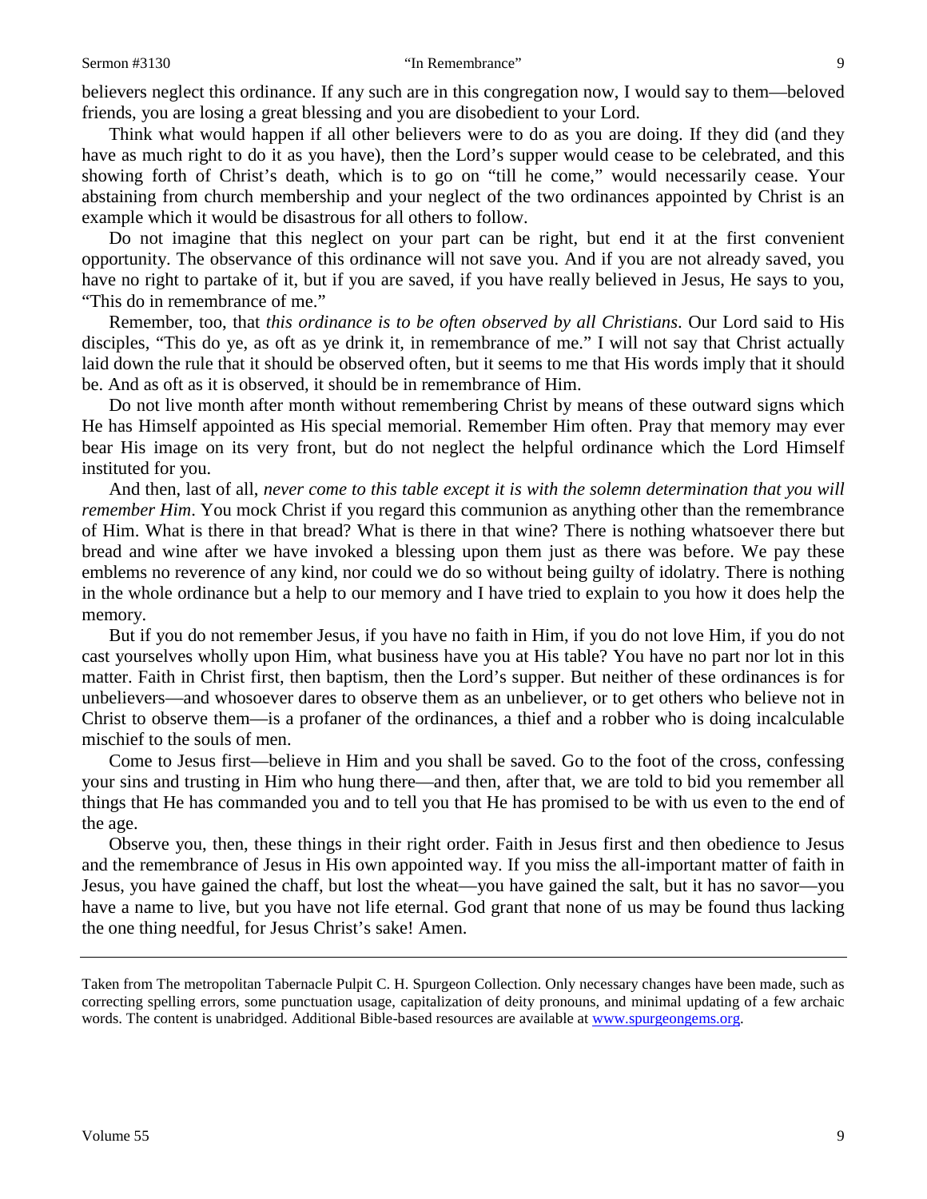believers neglect this ordinance. If any such are in this congregation now, I would say to them—beloved friends, you are losing a great blessing and you are disobedient to your Lord.

Think what would happen if all other believers were to do as you are doing. If they did (and they have as much right to do it as you have), then the Lord's supper would cease to be celebrated, and this showing forth of Christ's death, which is to go on "till he come," would necessarily cease. Your abstaining from church membership and your neglect of the two ordinances appointed by Christ is an example which it would be disastrous for all others to follow.

Do not imagine that this neglect on your part can be right, but end it at the first convenient opportunity. The observance of this ordinance will not save you. And if you are not already saved, you have no right to partake of it, but if you are saved, if you have really believed in Jesus, He says to you, "This do in remembrance of me."

Remember, too, that *this ordinance is to be often observed by all Christians*. Our Lord said to His disciples, "This do ye, as oft as ye drink it, in remembrance of me." I will not say that Christ actually laid down the rule that it should be observed often, but it seems to me that His words imply that it should be. And as oft as it is observed, it should be in remembrance of Him.

Do not live month after month without remembering Christ by means of these outward signs which He has Himself appointed as His special memorial. Remember Him often. Pray that memory may ever bear His image on its very front, but do not neglect the helpful ordinance which the Lord Himself instituted for you.

And then, last of all, *never come to this table except it is with the solemn determination that you will remember Him*. You mock Christ if you regard this communion as anything other than the remembrance of Him. What is there in that bread? What is there in that wine? There is nothing whatsoever there but bread and wine after we have invoked a blessing upon them just as there was before. We pay these emblems no reverence of any kind, nor could we do so without being guilty of idolatry. There is nothing in the whole ordinance but a help to our memory and I have tried to explain to you how it does help the memory.

But if you do not remember Jesus, if you have no faith in Him, if you do not love Him, if you do not cast yourselves wholly upon Him, what business have you at His table? You have no part nor lot in this matter. Faith in Christ first, then baptism, then the Lord's supper. But neither of these ordinances is for unbelievers—and whosoever dares to observe them as an unbeliever, or to get others who believe not in Christ to observe them—is a profaner of the ordinances, a thief and a robber who is doing incalculable mischief to the souls of men.

Come to Jesus first—believe in Him and you shall be saved. Go to the foot of the cross, confessing your sins and trusting in Him who hung there—and then, after that, we are told to bid you remember all things that He has commanded you and to tell you that He has promised to be with us even to the end of the age.

Observe you, then, these things in their right order. Faith in Jesus first and then obedience to Jesus and the remembrance of Jesus in His own appointed way. If you miss the all-important matter of faith in Jesus, you have gained the chaff, but lost the wheat—you have gained the salt, but it has no savor—you have a name to live, but you have not life eternal. God grant that none of us may be found thus lacking the one thing needful, for Jesus Christ's sake! Amen.

---

Taken from The metropolitan Tabernacle Pulpit C. H. Spurgeon Collection. Only necessary changes have been made, such as correcting spelling errors, some punctuation usage, capitalization of deity pronouns, and minimal updating of a few archaic words. The content is unabridged. Additional Bible-based resources are available at www.spurgeongems.org.